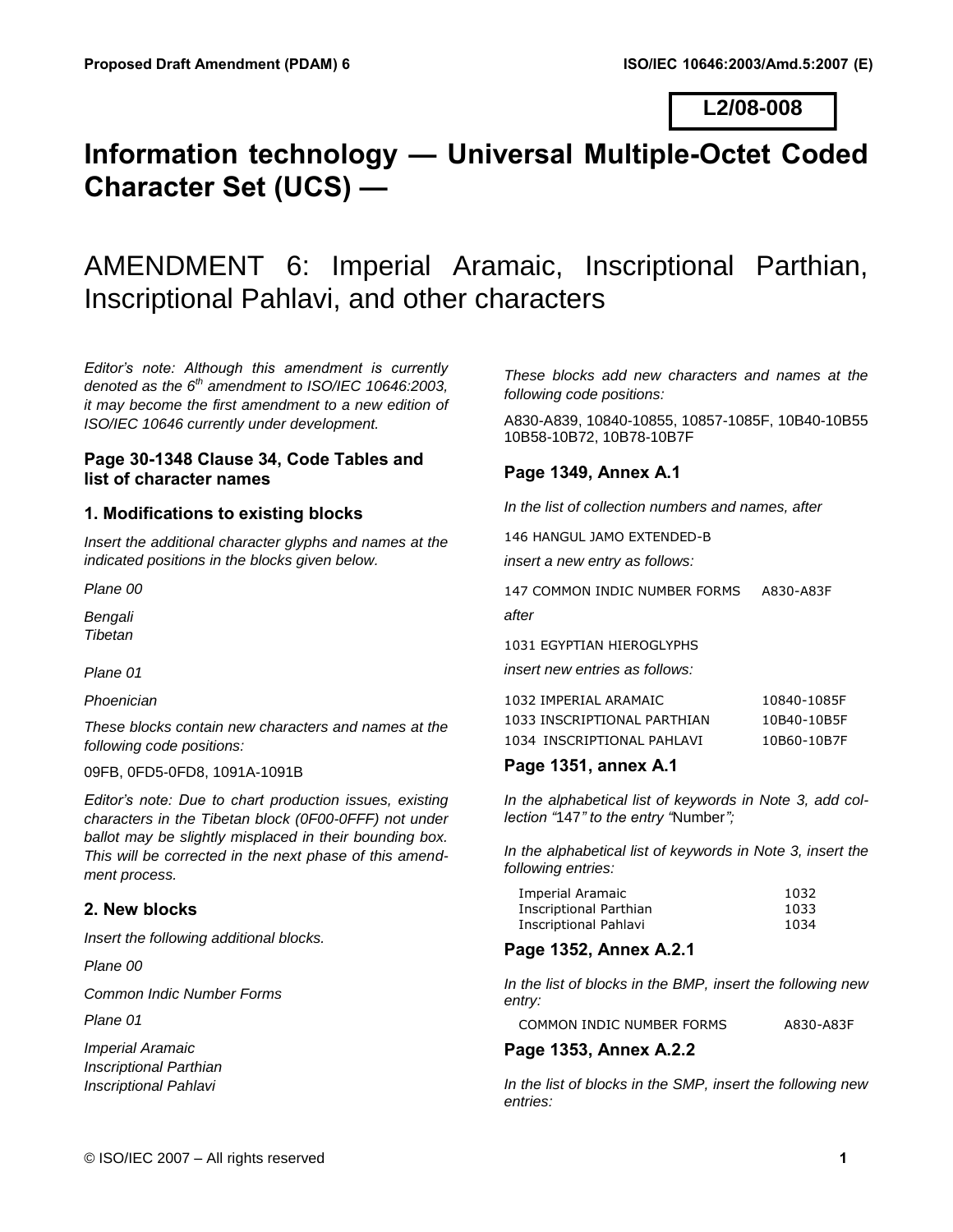L2/08-008

# Information technology — Universal Multiple-Octet Coded Character Set (UCS) —

# AMENDMENT 6: Imperial Aramaic, Inscriptional Parthian, Inscriptional Pahlavi, and other characters

*Editor's note: Although this amendment is currently denoted as the 6th amendment to ISO/IEC 10646:2003, it may become the first amendment to a new edition of ISO/IEC 10646 currently under development.*

### Page 30-1348 Clause 34, Code Tables and list of character names

### 1. Modifications to existing blocks

*Insert the additional character glyphs and names at the indicated positions in the blocks given below.*

*Plane 00*

*Bengali*
*Tibetan*

*Plane 01*

*Phoenician*

*These blocks contain new characters and names at the following code positions:*

09FB, 0FD5-0FD8, 1091A-1091B

*Editor's note: Due to chart production issues, existing characters in the Tibetan block (0F00-0FFF) not under ballot may be slightly misplaced in their bounding box. This will be corrected in the next phase of this amendment process.*

### 2. New blocks

*Insert the following additional blocks.*

*Plane 00*

*Common Indic Number Forms*

*Plane 01*

*Imperial Aramaic*
*Inscriptional Parthian*
*Inscriptional Pahlavi*

*These blocks add new characters and names at the following code positions:*

A830-A839, 10840-10855, 10857-1085F, 10B40-10B55 10B58-10B72, 10B78-10B7F

### Page 1349, Annex A.1

*In the list of collection numbers and names, after*

146 HANGUL JAMO EXTENDED-B

*insert a new entry as follows:*

147 COMMON INDIC NUMBER FORMS A830-A83F

*after*

1031 EGYPTIAN HIEROGLYPHS

*insert new entries as follows:*

| | |
|---|---|
| 1032 IMPERIAL ARAMAIC | 10840-1085F |
| 1033 INSCRIPTIONAL PARTHIAN | 10B40-10B5F |
| 1034 INSCRIPTIONAL PAHLAVI | 10B60-10B7F |

### Page 1351, annex A.1

*In the alphabetical list of keywords in Note 3, add collection "*147*" to the entry "*Number*";*

*In the alphabetical list of keywords in Note 3, insert the following entries:*

| | |
|---|---|
| Imperial Aramaic | 1032 |
| Inscriptional Parthian | 1033 |
| Inscriptional Pahlavi | 1034 |

### Page 1352, Annex A.2.1

*In the list of blocks in the BMP, insert the following new entry:*

COMMON INDIC NUMBER FORMS A830-A83F

### Page 1353, Annex A.2.2

*In the list of blocks in the SMP, insert the following new entries:*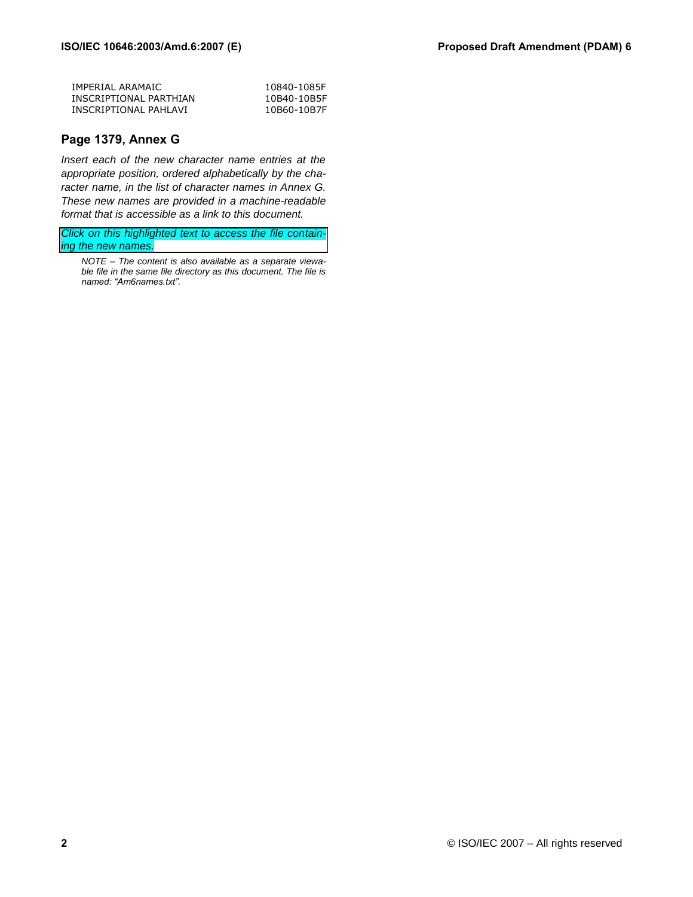| | |
|---|---|
| IMPERIAL ARAMAIC | 10840-1085F |
| INSCRIPTIONAL PARTHIAN | 10B40-10B5F |
| INSCRIPTIONAL PAHLAVI | 10B60-10B7F |

## Page 1379, Annex G

*Insert each of the new character name entries at the appropriate position, ordered alphabetically by the character name, in the list of character names in Annex G. These new names are provided in a machine-readable format that is accessible as a link to this document.*

*Click on this highlighted text to access the file containing the new names.*

*NOTE – The content is also available as a separate viewable file in the same file directory as this document. The file is named: "Am6names.txt".*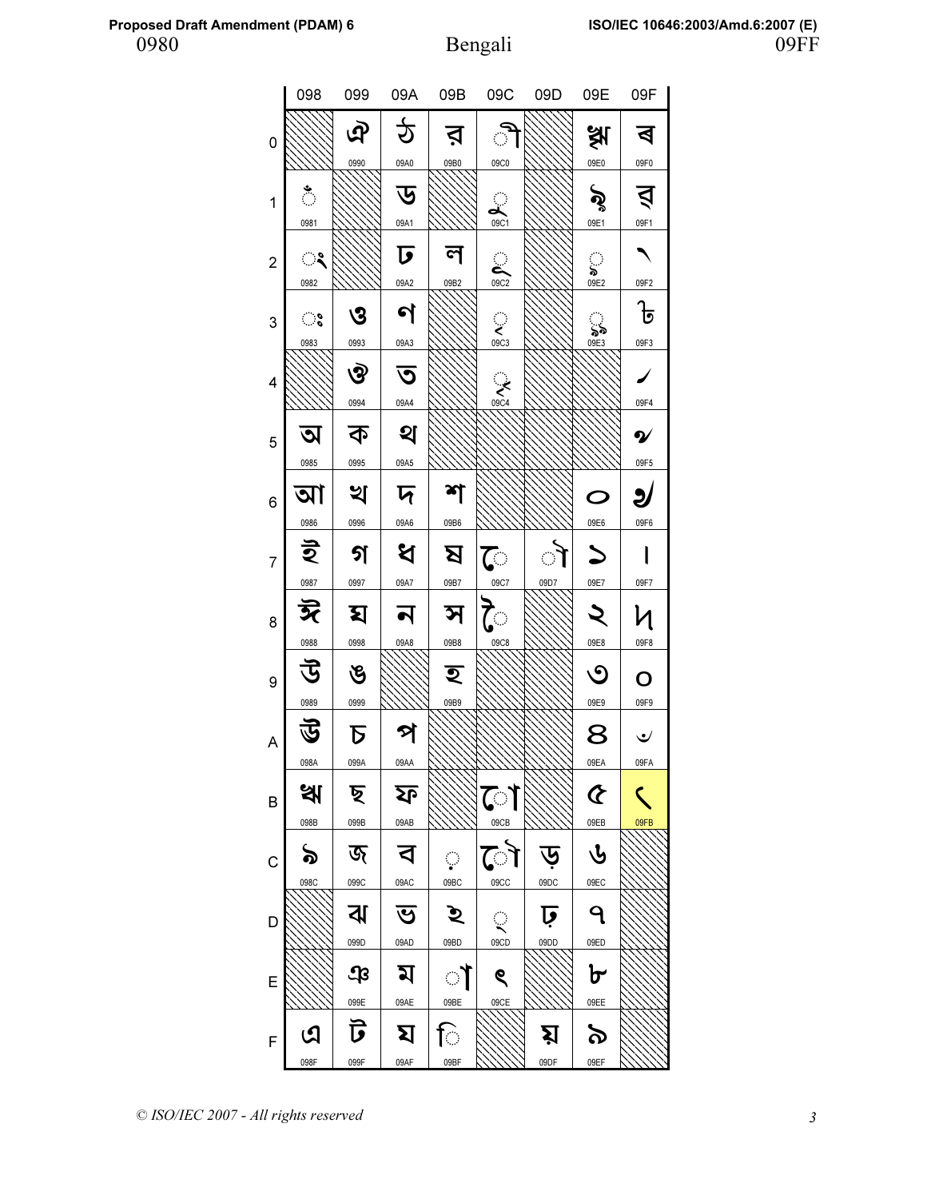0980 Bengali 09FF

|   | 098 | 099 | 09A | 09B | 09C | 09D | 09E | 09F |
|---|---|---|---|---|---|---|---|---|
| 0 | | ঐ 0990 | ঠ 09A0 | র 09B0 | ী 09C0 | | ৠ 09E0 | ৰ 09F0 |
| 1 | ঁ 0981 | | ড 09A1 | | ু 09C1 | | ৡ 09E1 | ৱ 09F1 |
| 2 | ং 0982 | | ঢ 09A2 | ল 09B2 | ূ 09C2 | | ৢ 09E2 | ৲ 09F2 |
| 3 | ঃ 0983 | ও 0993 | ণ 09A3 | | ৃ 09C3 | | ৣ 09E3 | ৳ 09F3 |
| 4 | | ঔ 0994 | ত 09A4 | | ৄ 09C4 | | | ৴ 09F4 |
| 5 | অ 0985 | ক 0995 | থ 09A5 | | | | | ৵ 09F5 |
| 6 | আ 0986 | খ 0996 | দ 09A6 | শ 09B6 | | | ০ 09E6 | ৶ 09F6 |
| 7 | ই 0987 | গ 0997 | ধ 09A7 | ষ 09B7 | ে 09C7 | ৗ 09D7 | ১ 09E7 | ৷ 09F7 |
| 8 | ঈ 0988 | ঘ 0998 | ন 09A8 | স 09B8 | ৈ 09C8 | | ২ 09E8 | ৸ 09F8 |
| 9 | উ 0989 | ঙ 0999 | | হ 09B9 | | | ৩ 09E9 | ৹ 09F9 |
| A | ঊ 098A | চ 099A | প 09AA | | | | ৪ 09EA | ৺ 09FA |
| B | ঋ 098B | ছ 099B | ফ 09AB | | ো 09CB | | ৫ 09EB | ৻ 09FB |
| C | ঌ 098C | জ 099C | ব 09AC | ় 09BC | ৌ 09CC | ড় 09DC | ৬ 09EC | |
| D | | ঝ 099D | ভ 09AD | ঽ 09BD | ্ 09CD | ঢ় 09DD | ৭ 09ED | |
| E | | ঞ 099E | ম 09AE | া 09BE | ৎ 09CE | | ৮ 09EE | |
| F | এ 098F | ট 099F | য 09AF | ি 09BF | | য় 09DF | ৯ 09EF | |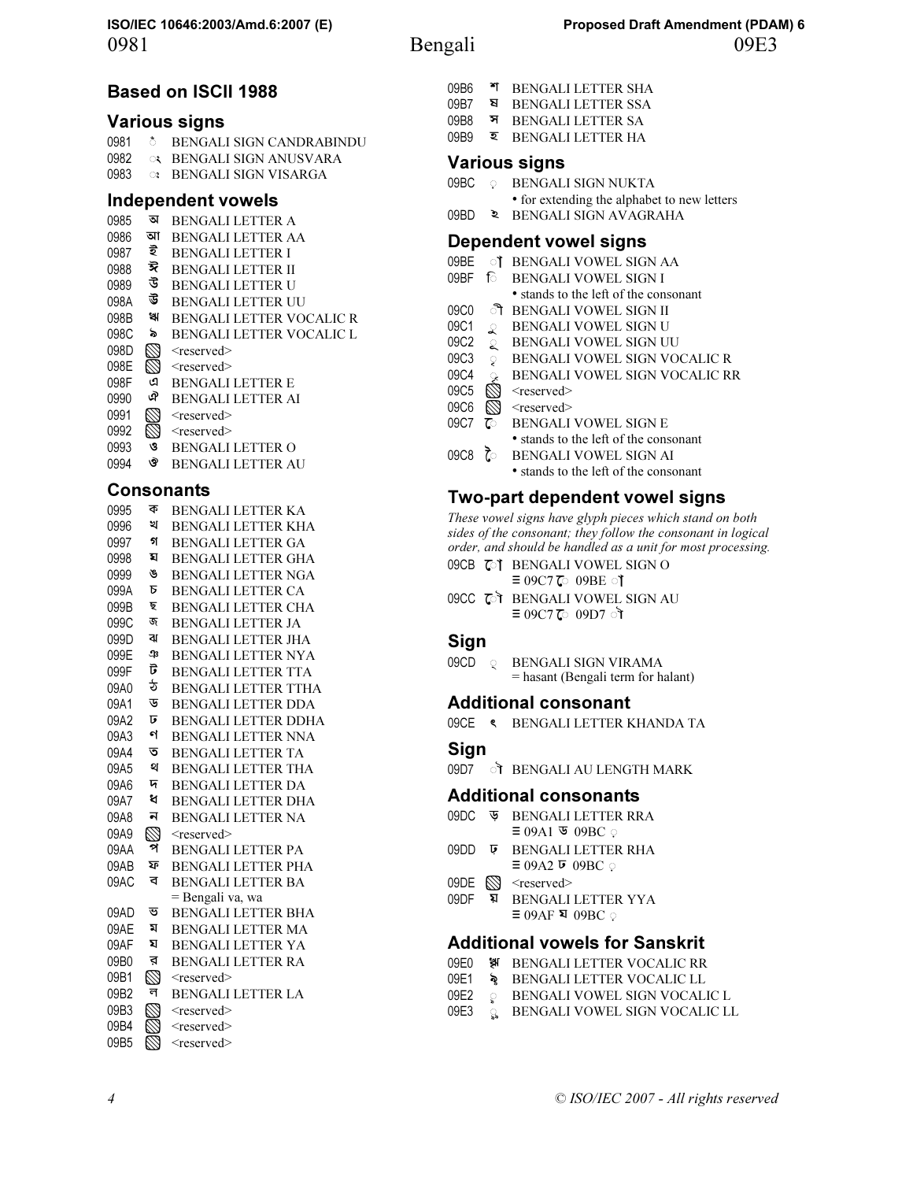# Bengali

0981 – 09E3

## Based on ISCII 1988

### Various signs

0981 ঁ BENGALI SIGN CANDRABINDU
0982 ং BENGALI SIGN ANUSVARA
0983 ঃ BENGALI SIGN VISARGA

### Independent vowels

0985 অ BENGALI LETTER A
0986 আ BENGALI LETTER AA
0987 ই BENGALI LETTER I
0988 ঈ BENGALI LETTER II
0989 উ BENGALI LETTER U
098A ঊ BENGALI LETTER UU
098B ঋ BENGALI LETTER VOCALIC R
098C ঌ BENGALI LETTER VOCALIC L
098D <reserved>
098E <reserved>
098F এ BENGALI LETTER E
0990 ঐ BENGALI LETTER AI
0991 <reserved>
0992 <reserved>
0993 ও BENGALI LETTER O
0994 ঔ BENGALI LETTER AU

### Consonants

0995 ক BENGALI LETTER KA
0996 খ BENGALI LETTER KHA
0997 গ BENGALI LETTER GA
0998 ঘ BENGALI LETTER GHA
0999 ঙ BENGALI LETTER NGA
099A চ BENGALI LETTER CA
099B ছ BENGALI LETTER CHA
099C জ BENGALI LETTER JA
099D ঝ BENGALI LETTER JHA
099E ঞ BENGALI LETTER NYA
099F ট BENGALI LETTER TTA
09A0 ঠ BENGALI LETTER TTHA
09A1 ড BENGALI LETTER DDA
09A2 ঢ BENGALI LETTER DDHA
09A3 ণ BENGALI LETTER NNA
09A4 ত BENGALI LETTER TA
09A5 থ BENGALI LETTER THA
09A6 দ BENGALI LETTER DA
09A7 ধ BENGALI LETTER DHA
09A8 ন BENGALI LETTER NA
09A9 <reserved>
09AA প BENGALI LETTER PA
09AB ফ BENGALI LETTER PHA
09AC ব BENGALI LETTER BA
= Bengali va, wa
09AD ভ BENGALI LETTER BHA
09AE ম BENGALI LETTER MA
09AF য BENGALI LETTER YA
09B0 র BENGALI LETTER RA
09B1 <reserved>
09B2 ল BENGALI LETTER LA
09B3 <reserved>
09B4 <reserved>
09B5 <reserved>
09B6 শ BENGALI LETTER SHA
09B7 ষ BENGALI LETTER SSA
09B8 স BENGALI LETTER SA
09B9 হ BENGALI LETTER HA

### Various signs

09BC ় BENGALI SIGN NUKTA
• for extending the alphabet to new letters
09BD ঽ BENGALI SIGN AVAGRAHA

### Dependent vowel signs

09BE া BENGALI VOWEL SIGN AA
09BF ি BENGALI VOWEL SIGN I
• stands to the left of the consonant
09C0 ী BENGALI VOWEL SIGN II
09C1 ু BENGALI VOWEL SIGN U
09C2 ূ BENGALI VOWEL SIGN UU
09C3 ৃ BENGALI VOWEL SIGN VOCALIC R
09C4 ৄ BENGALI VOWEL SIGN VOCALIC RR
09C5 <reserved>
09C6 <reserved>
09C7 ে BENGALI VOWEL SIGN E
• stands to the left of the consonant
09C8 ৈ BENGALI VOWEL SIGN AI
• stands to the left of the consonant

### Two-part dependent vowel signs

*These vowel signs have glyph pieces which stand on both sides of the consonant; they follow the consonant in logical order, and should be handled as a unit for most processing.*

09CB ো BENGALI VOWEL SIGN O
≡ 09C7 ে 09BE া
09CC ৌ BENGALI VOWEL SIGN AU
≡ 09C7 ে 09D7 ৗ

### Sign

09CD ্ BENGALI SIGN VIRAMA
= hasant (Bengali term for halant)

### Additional consonant

09CE ৎ BENGALI LETTER KHANDA TA

### Sign

09D7 ৗ BENGALI AU LENGTH MARK

### Additional consonants

09DC ড় BENGALI LETTER RRA
≡ 09A1 ড 09BC ়
09DD ঢ় BENGALI LETTER RHA
≡ 09A2 ঢ 09BC ়
09DE <reserved>
09DF য় BENGALI LETTER YYA
≡ 09AF য 09BC ়

### Additional vowels for Sanskrit

09E0 ৠ BENGALI LETTER VOCALIC RR
09E1 ৡ BENGALI LETTER VOCALIC LL
09E2 ৢ BENGALI VOWEL SIGN VOCALIC L
09E3 ৣ BENGALI VOWEL SIGN VOCALIC LL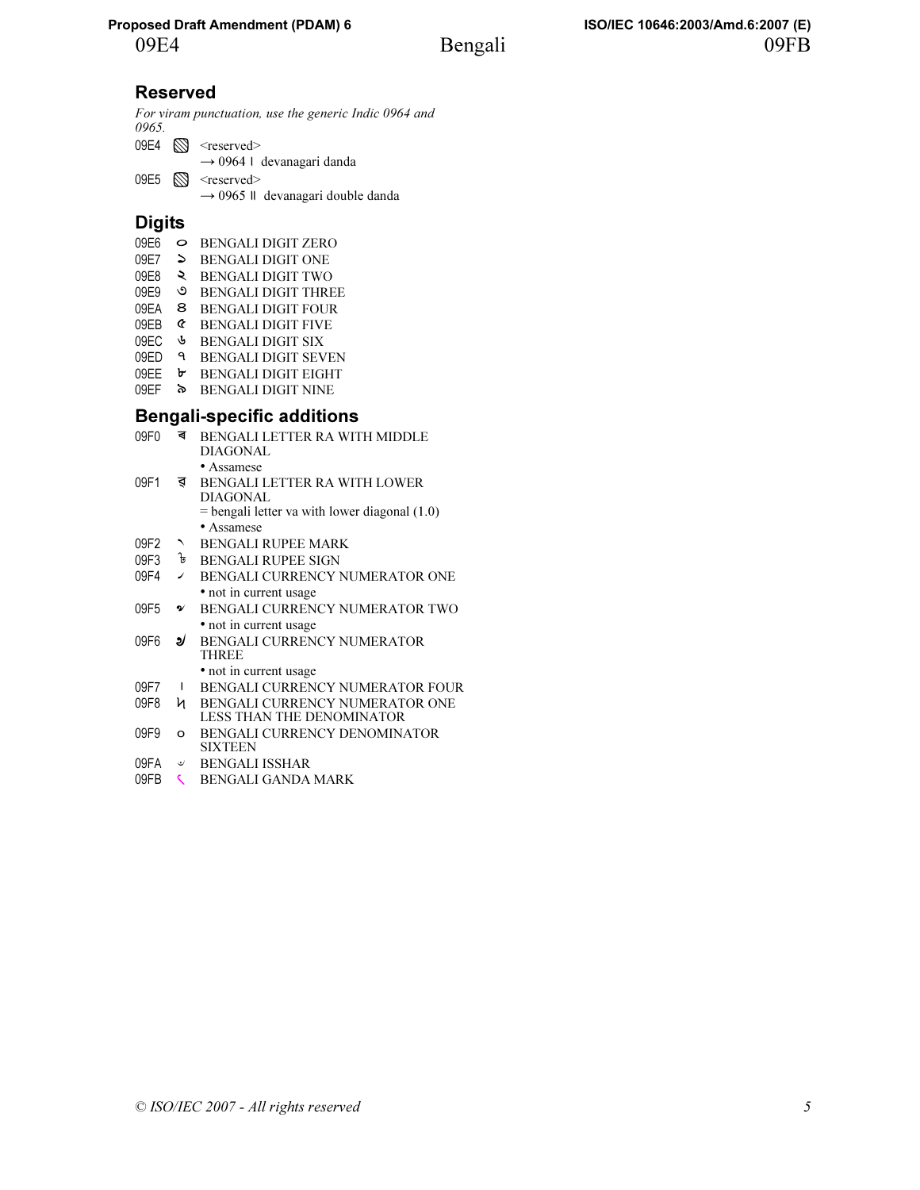## Reserved

*For viram punctuation, use the generic Indic 0964 and 0965.*

09E4 <reserved>
→ 0964 । devanagari danda

09E5 <reserved>
→ 0965 ॥ devanagari double danda

## Digits

09E6 ০ BENGALI DIGIT ZERO
09E7 ১ BENGALI DIGIT ONE
09E8 ২ BENGALI DIGIT TWO
09E9 ৩ BENGALI DIGIT THREE
09EA ৪ BENGALI DIGIT FOUR
09EB ৫ BENGALI DIGIT FIVE
09EC ৬ BENGALI DIGIT SIX
09ED ৭ BENGALI DIGIT SEVEN
09EE ৮ BENGALI DIGIT EIGHT
09EF ৯ BENGALI DIGIT NINE

## Bengali-specific additions

09F0 ৰ BENGALI LETTER RA WITH MIDDLE DIAGONAL
• Assamese

09F1 ৱ BENGALI LETTER RA WITH LOWER DIAGONAL
= bengali letter va with lower diagonal (1.0)
• Assamese

09F2 ৲ BENGALI RUPEE MARK
09F3 ৳ BENGALI RUPEE SIGN
09F4 ৴ BENGALI CURRENCY NUMERATOR ONE
• not in current usage

09F5 ৵ BENGALI CURRENCY NUMERATOR TWO
• not in current usage

09F6 ৶ BENGALI CURRENCY NUMERATOR THREE
• not in current usage

09F7 ৷ BENGALI CURRENCY NUMERATOR FOUR
09F8 ৸ BENGALI CURRENCY NUMERATOR ONE LESS THAN THE DENOMINATOR
09F9 ৹ BENGALI CURRENCY DENOMINATOR SIXTEEN
09FA ৺ BENGALI ISSHAR
09FB ৻ BENGALI GANDA MARK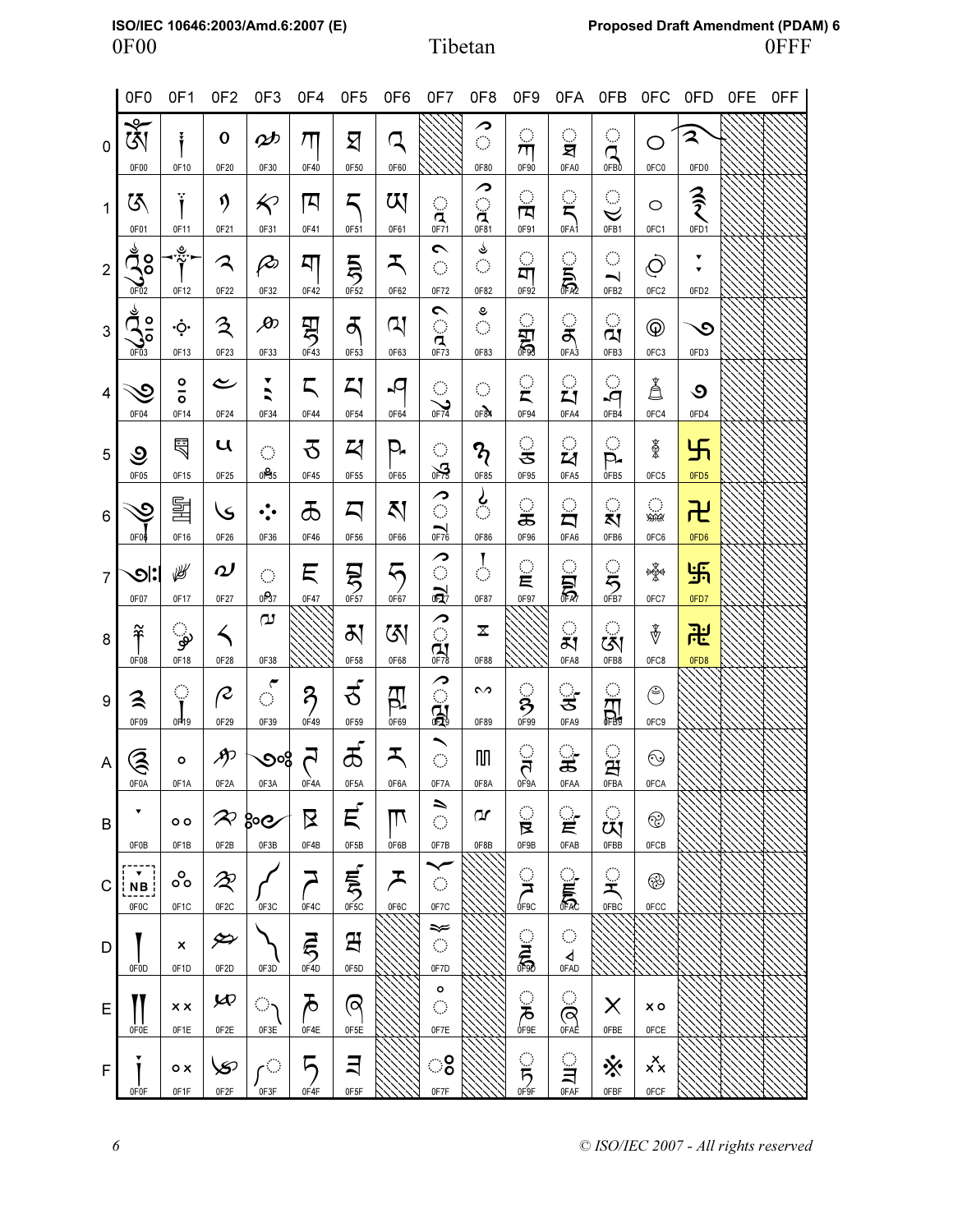# Tibetan

| | 0F0 | 0F1 | 0F2 | 0F3 | 0F4 | 0F5 | 0F6 | 0F7 | 0F8 | 0F9 | 0FA | 0FB | 0FC | 0FD | 0FE | 0FF |
|---|---|---|---|---|---|---|---|---|---|---|---|---|---|---|---|---|
| 0 | 0F00 | 0F10 | 0F20 | 0F30 | 0F40 | 0F50 | 0F60 | | 0F80 | 0F90 | 0FA0 | 0FB0 | 0FC0 | 0FD0 | | |
| 1 | 0F01 | 0F11 | 0F21 | 0F31 | 0F41 | 0F51 | 0F61 | 0F71 | 0F81 | 0F91 | 0FA1 | 0FB1 | 0FC1 | 0FD1 | | |
| 2 | 0F02 | 0F12 | 0F22 | 0F32 | 0F42 | 0F52 | 0F62 | 0F72 | 0F82 | 0F92 | 0FA2 | 0FB2 | 0FC2 | 0FD2 | | |
| 3 | 0F03 | 0F13 | 0F23 | 0F33 | 0F43 | 0F53 | 0F63 | 0F73 | 0F83 | 0F93 | 0FA3 | 0FB3 | 0FC3 | 0FD3 | | |
| 4 | 0F04 | 0F14 | 0F24 | 0F34 | 0F44 | 0F54 | 0F64 | 0F74 | 0F84 | 0F94 | 0FA4 | 0FB4 | 0FC4 | 0FD4 | | |
| 5 | 0F05 | 0F15 | 0F25 | 0F35 | 0F45 | 0F55 | 0F65 | 0F75 | 0F85 | 0F95 | 0FA5 | 0FB5 | 0FC5 | 0FD5 | | |
| 6 | 0F06 | 0F16 | 0F26 | 0F36 | 0F46 | 0F56 | 0F66 | 0F76 | 0F86 | 0F96 | 0FA6 | 0FB6 | 0FC6 | 0FD6 | | |
| 7 | 0F07 | 0F17 | 0F27 | 0F37 | 0F47 | 0F57 | 0F67 | 0F77 | 0F87 | 0F97 | 0FA7 | 0FB7 | 0FC7 | 0FD7 | | |
| 8 | 0F08 | 0F18 | 0F28 | 0F38 | | 0F58 | 0F68 | 0F78 | 0F88 | | 0FA8 | 0FB8 | 0FC8 | 0FD8 | | |
| 9 | 0F09 | 0F19 | 0F29 | 0F39 | 0F49 | 0F59 | 0F69 | 0F79 | 0F89 | 0F99 | 0FA9 | 0FB9 | 0FC9 | | | |
| A | 0F0A | 0F1A | 0F2A | 0F3A | 0F4A | 0F5A | 0F6A | 0F7A | 0F8A | 0F9A | 0FAA | 0FBA | 0FCA | | | |
| B | 0F0B | 0F1B | 0F2B | 0F3B | 0F4B | 0F5B | 0F6B | 0F7B | 0F8B | 0F9B | 0FAB | 0FBB | 0FCB | | | |
| C | 0F0C | 0F1C | 0F2C | 0F3C | 0F4C | 0F5C | 0F6C | 0F7C | | 0F9C | 0FAC | 0FBC | 0FCC | | | |
| D | 0F0D | 0F1D | 0F2D | 0F3D | 0F4D | 0F5D | | 0F7D | | 0F9D | 0FAD | | | | | |
| E | 0F0E | 0F1E | 0F2E | 0F3E | 0F4E | 0F5E | | 0F7E | | 0F9E | 0FAE | 0FBE | 0FCE | | | |
| F | 0F0F | 0F1F | 0F2F | 0F3F | 0F4F | 0F5F | | 0F7F | | 0F9F | 0FAF | 0FBF | 0FCF | | | |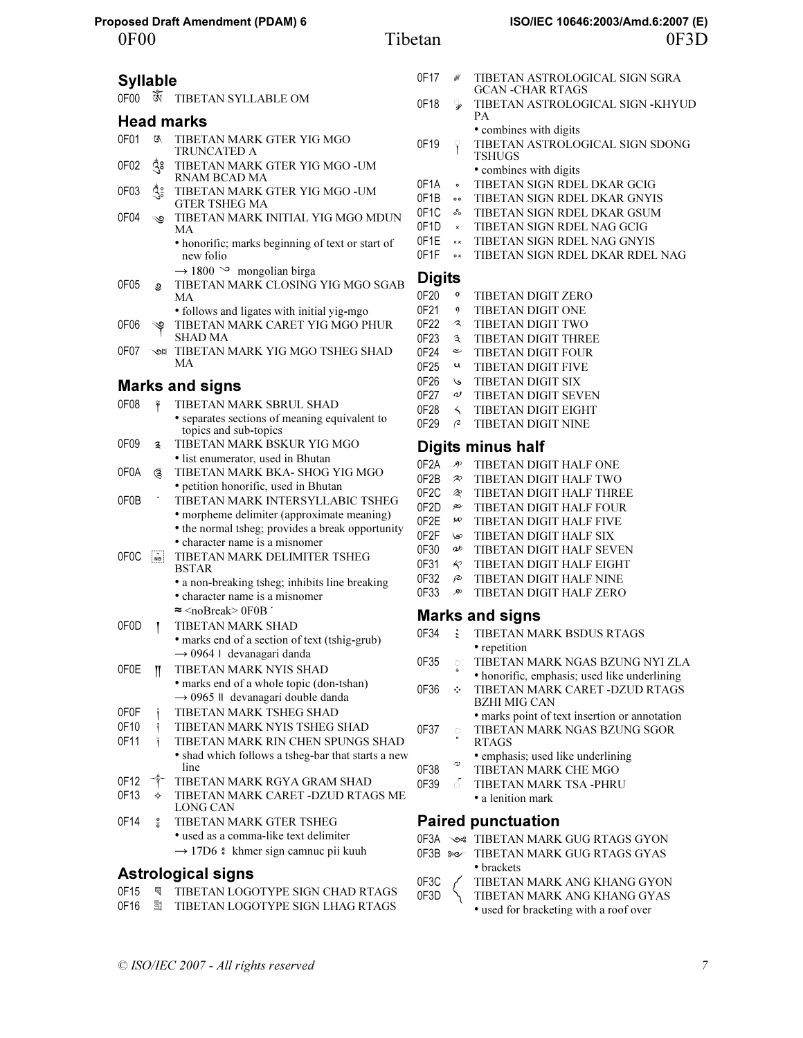# 0F00 Tibetan 0F3D

## Syllable

0F00 ༀ TIBETAN SYLLABLE OM

## Head marks

0F01 ༁ TIBETAN MARK GTER YIG MGO TRUNCATED A

0F02 ༂ TIBETAN MARK GTER YIG MGO -UM RNAM BCAD MA

0F03 ༃ TIBETAN MARK GTER YIG MGO -UM GTER TSHEG MA

0F04 ༄ TIBETAN MARK INITIAL YIG MGO MDUN MA
- honorific; marks beginning of text or start of new folio
- → 1800 ᠀ mongolian birga

0F05 ༅ TIBETAN MARK CLOSING YIG MGO SGAB MA
- follows and ligates with initial yig-mgo

0F06 ༆ TIBETAN MARK CARET YIG MGO PHUR SHAD MA

0F07 ༇ TIBETAN MARK YIG MGO TSHEG SHAD MA

## Marks and signs

0F08 ༈ TIBETAN MARK SBRUL SHAD
- separates sections of meaning equivalent to topics and sub-topics

0F09 ༉ TIBETAN MARK BSKUR YIG MGO
- list enumerator, used in Bhutan

0F0A ༊ TIBETAN MARK BKA- SHOG YIG MGO
- petition honorific, used in Bhutan

0F0B ་ TIBETAN MARK INTERSYLLABIC TSHEG
- morpheme delimiter (approximate meaning)
- the normal tsheg; provides a break opportunity
- character name is a misnomer

0F0C ༌ TIBETAN MARK DELIMITER TSHEG BSTAR
- a non-breaking tsheg; inhibits line breaking
- character name is a misnomer
- ≈ <noBreak> 0F0B ་

0F0D ། TIBETAN MARK SHAD
- marks end of a section of text (tshig-grub)
- → 0964 । devanagari danda

0F0E ༎ TIBETAN MARK NYIS SHAD
- marks end of a whole topic (don-tshan)
- → 0965 ॥ devanagari double danda

0F0F ༏ TIBETAN MARK TSHEG SHAD

0F10 ༐ TIBETAN MARK NYIS TSHEG SHAD

0F11 ༑ TIBETAN MARK RIN CHEN SPUNGS SHAD
- shad which follows a tsheg-bar that starts a new line

0F12 ༒ TIBETAN MARK RGYA GRAM SHAD

0F13 ༓ TIBETAN MARK CARET -DZUD RTAGS ME LONG CAN

0F14 ༔ TIBETAN MARK GTER TSHEG
- used as a comma-like text delimiter
- → 17D6 ៖ khmer sign camnuc pii kuuh

## Astrological signs

0F15 ༕ TIBETAN LOGOTYPE SIGN CHAD RTAGS

0F16 ༖ TIBETAN LOGOTYPE SIGN LHAG RTAGS

0F17 ༗ TIBETAN ASTROLOGICAL SIGN SGRA GCAN -CHAR RTAGS

0F18 ༘ TIBETAN ASTROLOGICAL SIGN -KHYUD PA
- combines with digits

0F19 ༙ TIBETAN ASTROLOGICAL SIGN SDONG TSHUGS
- combines with digits

0F1A ༚ TIBETAN SIGN RDEL DKAR GCIG

0F1B ༛ TIBETAN SIGN RDEL DKAR GNYIS

0F1C ༜ TIBETAN SIGN RDEL DKAR GSUM

0F1D ༝ TIBETAN SIGN RDEL NAG GCIG

0F1E ༞ TIBETAN SIGN RDEL NAG GNYIS

0F1F ༟ TIBETAN SIGN RDEL DKAR RDEL NAG

## Digits

0F20 ༠ TIBETAN DIGIT ZERO

0F21 ༡ TIBETAN DIGIT ONE

0F22 ༢ TIBETAN DIGIT TWO

0F23 ༣ TIBETAN DIGIT THREE

0F24 ༤ TIBETAN DIGIT FOUR

0F25 ༥ TIBETAN DIGIT FIVE

0F26 ༦ TIBETAN DIGIT SIX

0F27 ༧ TIBETAN DIGIT SEVEN

0F28 ༨ TIBETAN DIGIT EIGHT

0F29 ༩ TIBETAN DIGIT NINE

## Digits minus half

0F2A ༪ TIBETAN DIGIT HALF ONE

0F2B ༫ TIBETAN DIGIT HALF TWO

0F2C ༬ TIBETAN DIGIT HALF THREE

0F2D ༭ TIBETAN DIGIT HALF FOUR

0F2E ༮ TIBETAN DIGIT HALF FIVE

0F2F ༯ TIBETAN DIGIT HALF SIX

0F30 ༰ TIBETAN DIGIT HALF SEVEN

0F31 ༱ TIBETAN DIGIT HALF EIGHT

0F32 ༲ TIBETAN DIGIT HALF NINE

0F33 ༳ TIBETAN DIGIT HALF ZERO

## Marks and signs

0F34 ༴ TIBETAN MARK BSDUS RTAGS
- repetition

0F35 ༵ TIBETAN MARK NGAS BZUNG NYI ZLA
- honorific, emphasis; used like underlining

0F36 ༶ TIBETAN MARK CARET -DZUD RTAGS BZHI MIG CAN
- marks point of text insertion or annotation

0F37 ༷ TIBETAN MARK NGAS BZUNG SGOR RTAGS
- emphasis; used like underlining

0F38 ༸ TIBETAN MARK CHE MGO

0F39 ༹ TIBETAN MARK TSA -PHRU
- a lenition mark

## Paired punctuation

0F3A ༺ TIBETAN MARK GUG RTAGS GYON

0F3B ༻ TIBETAN MARK GUG RTAGS GYAS
- brackets

0F3C ༼ TIBETAN MARK ANG KHANG GYON

0F3D ༽ TIBETAN MARK ANG KHANG GYAS
- used for bracketing with a roof over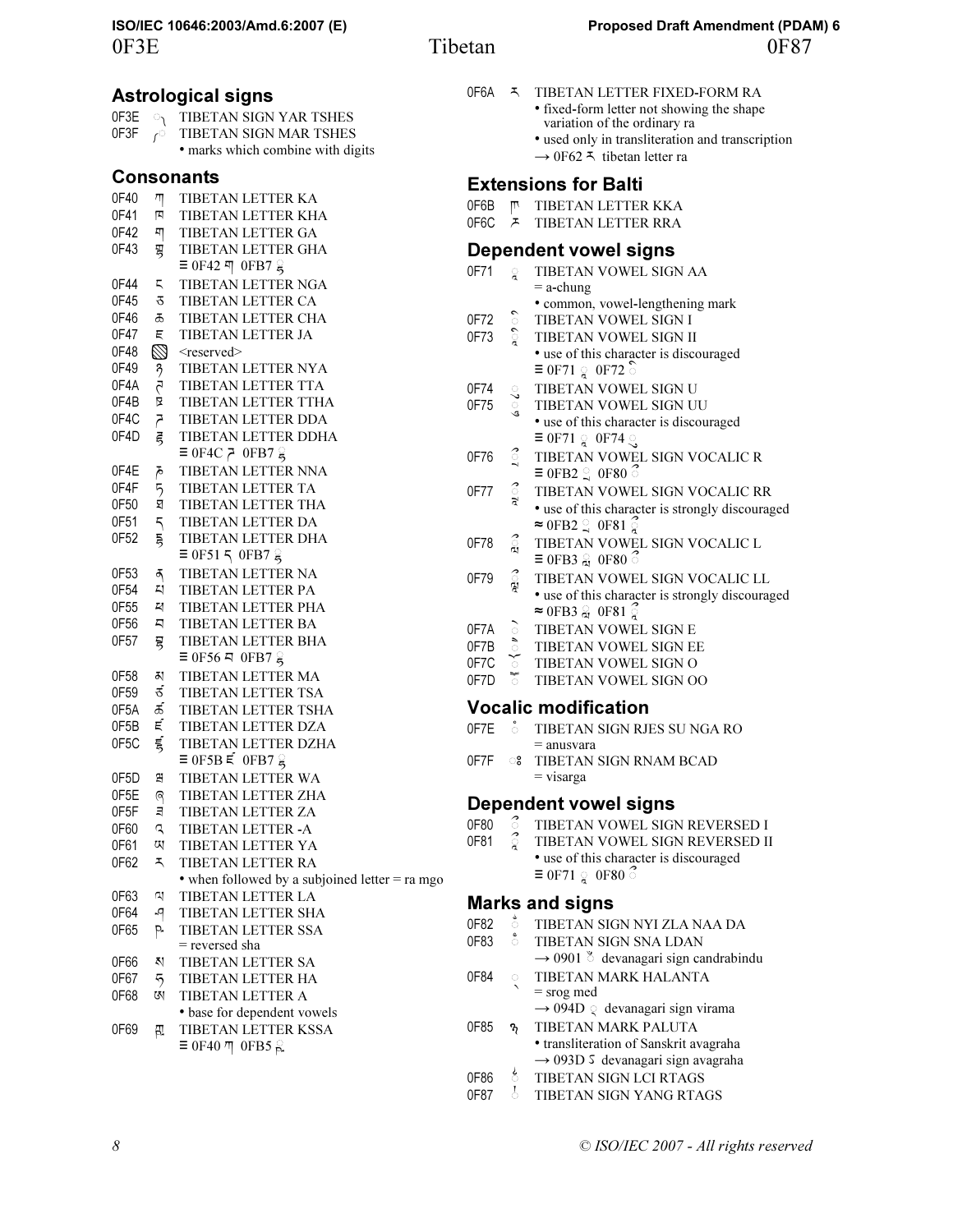## Astrological signs

0F3E ྾ TIBETAN SIGN YAR TSHES
0F3F ྿ TIBETAN SIGN MAR TSHES
• marks which combine with digits

## Consonants

0F40 ཀ TIBETAN LETTER KA
0F41 ཁ TIBETAN LETTER KHA
0F42 ག TIBETAN LETTER GA
0F43 གྷ TIBETAN LETTER GHA
≡ 0F42 ག 0FB7 ྷ
0F44 ང TIBETAN LETTER NGA
0F45 ཅ TIBETAN LETTER CA
0F46 ཆ TIBETAN LETTER CHA
0F47 ཇ TIBETAN LETTER JA
0F48 <reserved>
0F49 ཉ TIBETAN LETTER NYA
0F4A ཊ TIBETAN LETTER TTA
0F4B ཋ TIBETAN LETTER TTHA
0F4C ཌ TIBETAN LETTER DDA
0F4D ཌྷ TIBETAN LETTER DDHA
≡ 0F4C ཌ 0FB7 ྷ
0F4E ཎ TIBETAN LETTER NNA
0F4F ཏ TIBETAN LETTER TA
0F50 ཐ TIBETAN LETTER THA
0F51 ད TIBETAN LETTER DA
0F52 དྷ TIBETAN LETTER DHA
≡ 0F51 ད 0FB7 ྷ
0F53 ན TIBETAN LETTER NA
0F54 པ TIBETAN LETTER PA
0F55 ཕ TIBETAN LETTER PHA
0F56 བ TIBETAN LETTER BA
0F57 བྷ TIBETAN LETTER BHA
≡ 0F56 བ 0FB7 ྷ
0F58 མ TIBETAN LETTER MA
0F59 ཙ TIBETAN LETTER TSA
0F5A ཚ TIBETAN LETTER TSHA
0F5B ཛ TIBETAN LETTER DZA
0F5C ཛྷ TIBETAN LETTER DZHA
≡ 0F5B ཛ 0FB7 ྷ
0F5D ཝ TIBETAN LETTER WA
0F5E ཞ TIBETAN LETTER ZHA
0F5F ཟ TIBETAN LETTER ZA
0F60 འ TIBETAN LETTER -A
0F61 ཡ TIBETAN LETTER YA
0F62 ར TIBETAN LETTER RA
• when followed by a subjoined letter = ra mgo
0F63 ལ TIBETAN LETTER LA
0F64 ཤ TIBETAN LETTER SHA
0F65 ཥ TIBETAN LETTER SSA
= reversed sha
0F66 ས TIBETAN LETTER SA
0F67 ཧ TIBETAN LETTER HA
0F68 ཨ TIBETAN LETTER A
• base for dependent vowels
0F69 ཀྵ TIBETAN LETTER KSSA
≡ 0F40 ཀ 0FB5 ྵ
0F6A ཪ TIBETAN LETTER FIXED-FORM RA
• fixed-form letter not showing the shape variation of the ordinary ra
• used only in transliteration and transcription
→ 0F62 ར tibetan letter ra

## Extensions for Balti

0F6B ཫ TIBETAN LETTER KKA
0F6C ཬ TIBETAN LETTER RRA

## Dependent vowel signs

0F71 ཱ TIBETAN VOWEL SIGN AA
= a-chung
• common, vowel-lengthening mark
0F72 ི TIBETAN VOWEL SIGN I
0F73 ཱི TIBETAN VOWEL SIGN II
• use of this character is discouraged
≡ 0F71 ཱ 0F72 ི
0F74 ུ TIBETAN VOWEL SIGN U
0F75 ཱུ TIBETAN VOWEL SIGN UU
• use of this character is discouraged
≡ 0F71 ཱ 0F74 ུ
0F76 ྲྀ TIBETAN VOWEL SIGN VOCALIC R
≡ 0FB2 ྲ 0F80 ྀ
0F77 ཷ TIBETAN VOWEL SIGN VOCALIC RR
• use of this character is strongly discouraged
≈ 0FB2 ྲ 0F81 ཱྀ
0F78 ླྀ TIBETAN VOWEL SIGN VOCALIC L
≡ 0FB3 ླ 0F80 ྀ
0F79 ཹ TIBETAN VOWEL SIGN VOCALIC LL
• use of this character is strongly discouraged
≈ 0FB3 ླ 0F81 ཱྀ
0F7A ེ TIBETAN VOWEL SIGN E
0F7B ཻ TIBETAN VOWEL SIGN EE
0F7C ོ TIBETAN VOWEL SIGN O
0F7D ཽ TIBETAN VOWEL SIGN OO

## Vocalic modification

0F7E ཾ TIBETAN SIGN RJES SU NGA RO
= anusvara
0F7F ཿ TIBETAN SIGN RNAM BCAD
= visarga

## Dependent vowel signs

0F80 ྀ TIBETAN VOWEL SIGN REVERSED I
0F81 ཱྀ TIBETAN VOWEL SIGN REVERSED II
• use of this character is discouraged
≡ 0F71 ཱ 0F80 ྀ

## Marks and signs

0F82 ྂ TIBETAN SIGN NYI ZLA NAA DA
0F83 ྃ TIBETAN SIGN SNA LDAN
→ 0901 ँ devanagari sign candrabindu
0F84 ྄ TIBETAN MARK HALANTA
= srog med
→ 094D ् devanagari sign virama
0F85 ྅ TIBETAN MARK PALUTA
• transliteration of Sanskrit avagraha
→ 093D ऽ devanagari sign avagraha
0F86 ྆ TIBETAN SIGN LCI RTAGS
0F87 ྇ TIBETAN SIGN YANG RTAGS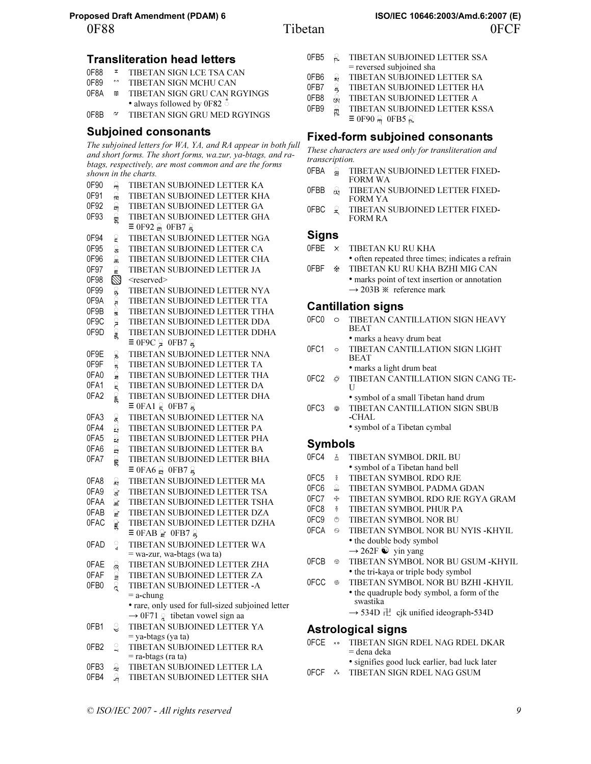# 0F88 Tibetan 0FCF

## Transliteration head letters

0F88 ྈ TIBETAN SIGN LCE TSA CAN
0F89 ྉ TIBETAN SIGN MCHU CAN
0F8A ྊ TIBETAN SIGN GRU CAN RGYINGS
• always followed by 0F82 ྂ
0F8B ྋ TIBETAN SIGN GRU MED RGYINGS

## Subjoined consonants

*The subjoined letters for WA, YA, and RA appear in both full and short forms. The short forms, wa.zur, ya-btags, and ra-btags, respectively, are most common and are the forms shown in the charts.*

0F90 ྐ TIBETAN SUBJOINED LETTER KA
0F91 ྑ TIBETAN SUBJOINED LETTER KHA
0F92 ྒ TIBETAN SUBJOINED LETTER GA
0F93 ྒྷ TIBETAN SUBJOINED LETTER GHA
≡ 0F92 ྒ 0FB7 ྷ
0F94 ྔ TIBETAN SUBJOINED LETTER NGA
0F95 ྕ TIBETAN SUBJOINED LETTER CA
0F96 ྖ TIBETAN SUBJOINED LETTER CHA
0F97 ྗ TIBETAN SUBJOINED LETTER JA
0F98 <reserved>
0F99 ྙ TIBETAN SUBJOINED LETTER NYA
0F9A ྚ TIBETAN SUBJOINED LETTER TTA
0F9B ྛ TIBETAN SUBJOINED LETTER TTHA
0F9C ྜ TIBETAN SUBJOINED LETTER DDA
0F9D ྜྷ TIBETAN SUBJOINED LETTER DDHA
≡ 0F9C ྜ 0FB7 ྷ
0F9E ྞ TIBETAN SUBJOINED LETTER NNA
0F9F ྟ TIBETAN SUBJOINED LETTER TA
0FA0 ྠ TIBETAN SUBJOINED LETTER THA
0FA1 ྡ TIBETAN SUBJOINED LETTER DA
0FA2 ྡྷ TIBETAN SUBJOINED LETTER DHA
≡ 0FA1 ྡ 0FB7 ྷ
0FA3 ྣ TIBETAN SUBJOINED LETTER NA
0FA4 ྤ TIBETAN SUBJOINED LETTER PA
0FA5 ྥ TIBETAN SUBJOINED LETTER PHA
0FA6 ྦ TIBETAN SUBJOINED LETTER BA
0FA7 ྦྷ TIBETAN SUBJOINED LETTER BHA
≡ 0FA6 ྦ 0FB7 ྷ
0FA8 ྨ TIBETAN SUBJOINED LETTER MA
0FA9 ྩ TIBETAN SUBJOINED LETTER TSA
0FAA ྪ TIBETAN SUBJOINED LETTER TSHA
0FAB ྫ TIBETAN SUBJOINED LETTER DZA
0FAC ྫྷ TIBETAN SUBJOINED LETTER DZHA
≡ 0FAB ྫ 0FB7 ྷ
0FAD ྭ TIBETAN SUBJOINED LETTER WA
= wa-zur, wa-btags (wa ta)
0FAE ྮ TIBETAN SUBJOINED LETTER ZHA
0FAF ྯ TIBETAN SUBJOINED LETTER ZA
0FB0 ྰ TIBETAN SUBJOINED LETTER -A
= a-chung
• rare, only used for full-sized subjoined letter
→ 0F71 ཱ tibetan vowel sign aa
0FB1 ྱ TIBETAN SUBJOINED LETTER YA
= ya-btags (ya ta)
0FB2 ྲ TIBETAN SUBJOINED LETTER RA
= ra-btags (ra ta)
0FB3 ླ TIBETAN SUBJOINED LETTER LA
0FB4 ྴ TIBETAN SUBJOINED LETTER SHA
0FB5 ྵ TIBETAN SUBJOINED LETTER SSA
= reversed subjoined sha
0FB6 ྶ TIBETAN SUBJOINED LETTER SA
0FB7 ྷ TIBETAN SUBJOINED LETTER HA
0FB8 ྸ TIBETAN SUBJOINED LETTER A
0FB9 ྐྵ TIBETAN SUBJOINED LETTER KSSA
≡ 0F90 ྐ 0FB5 ྵ

## Fixed-form subjoined consonants

*These characters are used only for transliteration and transcription.*

0FBA ྺ TIBETAN SUBJOINED LETTER FIXED-FORM WA
0FBB ྻ TIBETAN SUBJOINED LETTER FIXED-FORM YA
0FBC ྼ TIBETAN SUBJOINED LETTER FIXED-FORM RA

## Signs

0FBE ྾ TIBETAN KU RU KHA
• often repeated three times; indicates a refrain
0FBF ྿ TIBETAN KU RU KHA BZHI MIG CAN
• marks point of text insertion or annotation
→ 203B ※ reference mark

## Cantillation signs

0FC0 ࿀ TIBETAN CANTILLATION SIGN HEAVY BEAT
• marks a heavy drum beat
0FC1 ࿁ TIBETAN CANTILLATION SIGN LIGHT BEAT
• marks a light drum beat
0FC2 ࿂ TIBETAN CANTILLATION SIGN CANG TE-U
• symbol of a small Tibetan hand drum
0FC3 ࿃ TIBETAN CANTILLATION SIGN SBUB -CHAL
• symbol of a Tibetan cymbal

## Symbols

0FC4 ࿄ TIBETAN SYMBOL DRIL BU
• symbol of a Tibetan hand bell
0FC5 ࿅ TIBETAN SYMBOL RDO RJE
0FC6 ࿆ TIBETAN SYMBOL PADMA GDAN
0FC7 ࿇ TIBETAN SYMBOL RDO RJE RGYA GRAM
0FC8 ࿈ TIBETAN SYMBOL PHUR PA
0FC9 ࿉ TIBETAN SYMBOL NOR BU
0FCA ࿊ TIBETAN SYMBOL NOR BU NYIS -KHYIL
• the double body symbol
→ 262F ☯ yin yang
0FCB ࿋ TIBETAN SYMBOL NOR BU GSUM -KHYIL
• the tri-kaya or triple body symbol
0FCC ࿌ TIBETAN SYMBOL NOR BU BZHI -KHYIL
• the quadruple body symbol, a form of the swastika
→ 534D 卍 cjk unified ideograph-534D

## Astrological signs

0FCE ࿎ TIBETAN SIGN RDEL NAG RDEL DKAR
= dena deka
• signifies good luck earlier, bad luck later
0FCF ࿏ TIBETAN SIGN RDEL NAG GSUM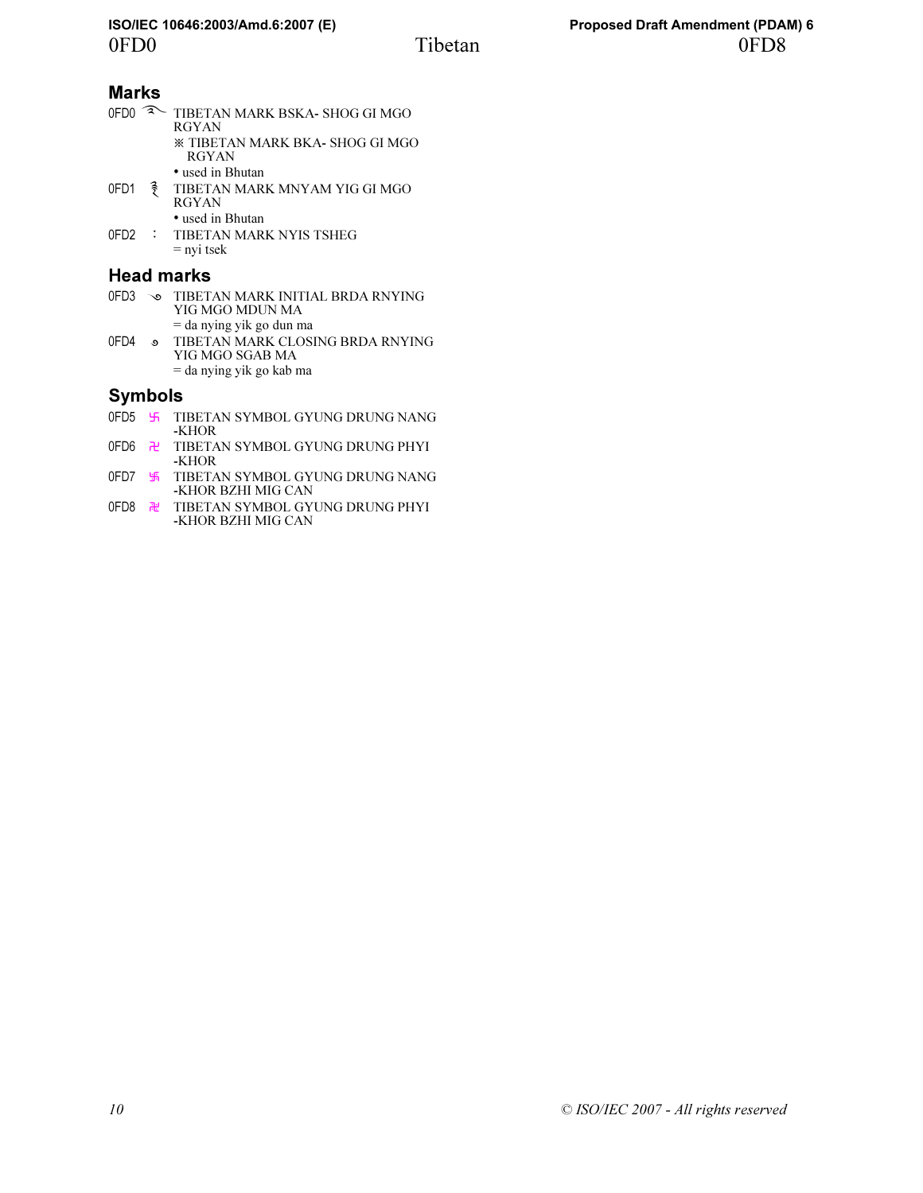## Marks

0FD0 ࿐ TIBETAN MARK BSKA- SHOG GI MGO RGYAN
※ TIBETAN MARK BKA- SHOG GI MGO RGYAN
• used in Bhutan

0FD1 ࿑ TIBETAN MARK MNYAM YIG GI MGO RGYAN
• used in Bhutan

0FD2 ࿒ TIBETAN MARK NYIS TSHEG
= nyi tsek

## Head marks

0FD3 ࿓ TIBETAN MARK INITIAL BRDA RNYING YIG MGO MDUN MA
= da nying yik go dun ma

0FD4 ࿔ TIBETAN MARK CLOSING BRDA RNYING YIG MGO SGAB MA
= da nying yik go kab ma

## Symbols

0FD5 ࿕ TIBETAN SYMBOL GYUNG DRUNG NANG -KHOR

0FD6 ࿖ TIBETAN SYMBOL GYUNG DRUNG PHYI -KHOR

0FD7 ࿗ TIBETAN SYMBOL GYUNG DRUNG NANG -KHOR BZHI MIG CAN

0FD8 ࿘ TIBETAN SYMBOL GYUNG DRUNG PHYI -KHOR BZHI MIG CAN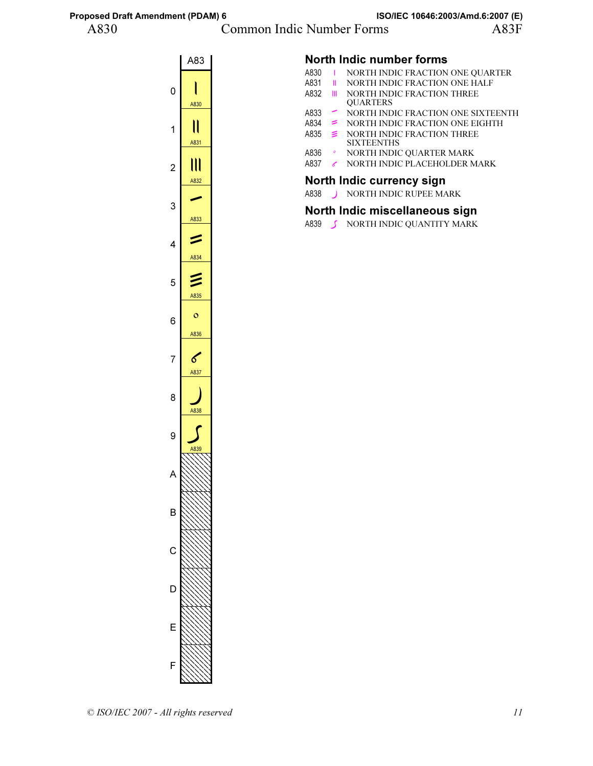# A830 Common Indic Number Forms A83F

| | A83 |
|---|---|
| 0 | A830 |
| 1 | A831 |
| 2 | A832 |
| 3 | A833 |
| 4 | A834 |
| 5 | A835 |
| 6 | A836 |
| 7 | A837 |
| 8 | A838 |
| 9 | A839 |
| A | |
| B | |
| C | |
| D | |
| E | |
| F | |

## North Indic number forms

A830 NORTH INDIC FRACTION ONE QUARTER
A831 NORTH INDIC FRACTION ONE HALF
A832 NORTH INDIC FRACTION THREE QUARTERS
A833 NORTH INDIC FRACTION ONE SIXTEENTH
A834 NORTH INDIC FRACTION ONE EIGHTH
A835 NORTH INDIC FRACTION THREE SIXTEENTHS
A836 NORTH INDIC QUARTER MARK
A837 NORTH INDIC PLACEHOLDER MARK

## North Indic currency sign

A838 NORTH INDIC RUPEE MARK

## North Indic miscellaneous sign

A839 NORTH INDIC QUANTITY MARK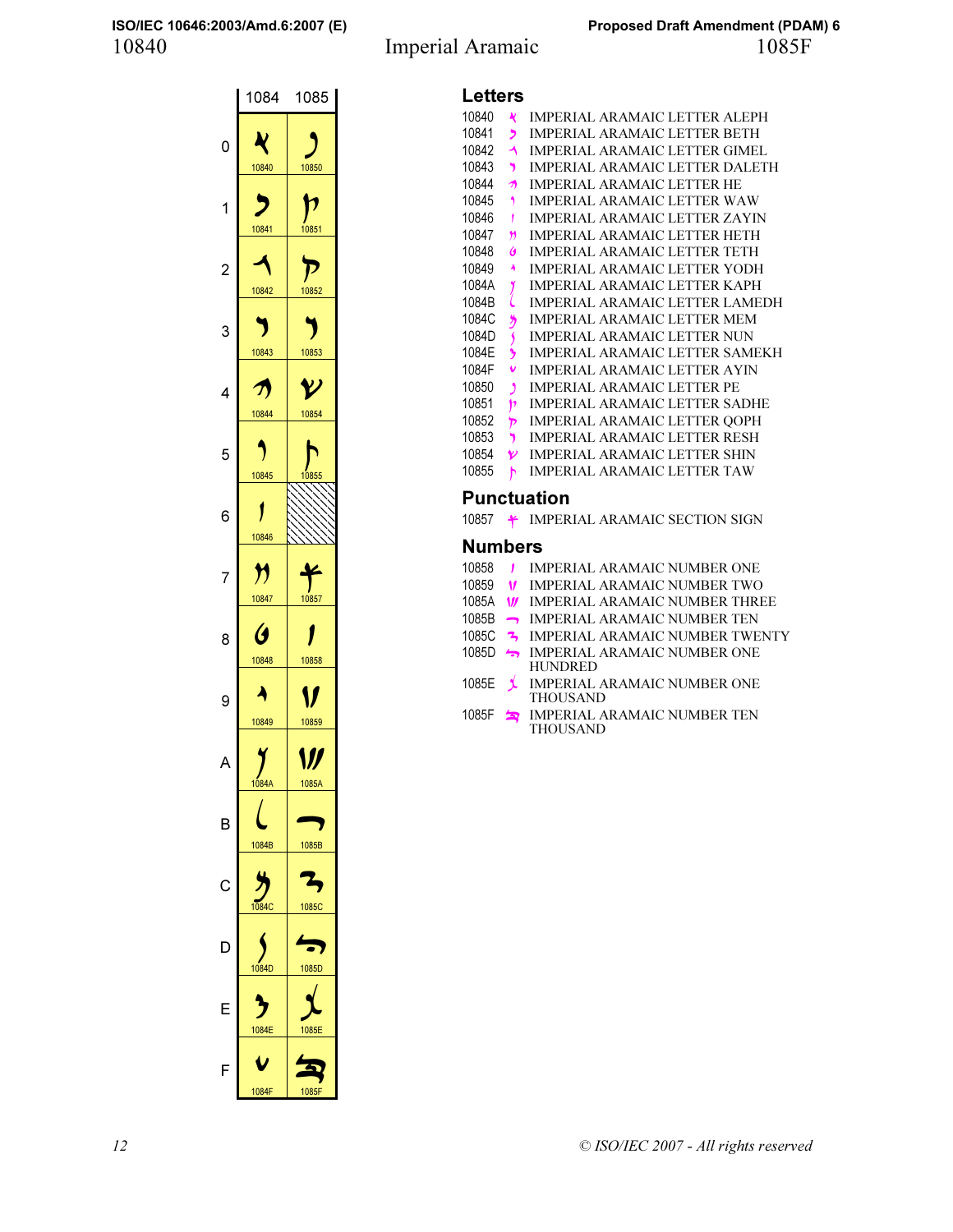# Imperial Aramaic

10840 — 1085F

| | 1084 | 1085 |
|---|---|---|
| 0 | 𐡀 10840 | 𐡐 10850 |
| 1 | 𐡁 10841 | 𐡑 10851 |
| 2 | 𐡂 10842 | 𐡒 10852 |
| 3 | 𐡃 10843 | 𐡓 10853 |
| 4 | 𐡄 10844 | 𐡔 10854 |
| 5 | 𐡅 10845 | 𐡕 10855 |
| 6 | 𐡆 10846 | |
| 7 | 𐡇 10847 | 𐡗 10857 |
| 8 | 𐡈 10848 | 𐡘 10858 |
| 9 | 𐡉 10849 | 𐡙 10859 |
| A | 𐡊 1084A | 𐡚 1085A |
| B | 𐡋 1084B | 𐡛 1085B |
| C | 𐡌 1084C | 𐡜 1085C |
| D | 𐡍 1084D | 𐡝 1085D |
| E | 𐡎 1084E | 𐡞 1085E |
| F | 𐡏 1084F | 𐡟 1085F |

## Letters

10840 𐡀 IMPERIAL ARAMAIC LETTER ALEPH
10841 𐡁 IMPERIAL ARAMAIC LETTER BETH
10842 𐡂 IMPERIAL ARAMAIC LETTER GIMEL
10843 𐡃 IMPERIAL ARAMAIC LETTER DALETH
10844 𐡄 IMPERIAL ARAMAIC LETTER HE
10845 𐡅 IMPERIAL ARAMAIC LETTER WAW
10846 𐡆 IMPERIAL ARAMAIC LETTER ZAYIN
10847 𐡇 IMPERIAL ARAMAIC LETTER HETH
10848 𐡈 IMPERIAL ARAMAIC LETTER TETH
10849 𐡉 IMPERIAL ARAMAIC LETTER YODH
1084A 𐡊 IMPERIAL ARAMAIC LETTER KAPH
1084B 𐡋 IMPERIAL ARAMAIC LETTER LAMEDH
1084C 𐡌 IMPERIAL ARAMAIC LETTER MEM
1084D 𐡍 IMPERIAL ARAMAIC LETTER NUN
1084E 𐡎 IMPERIAL ARAMAIC LETTER SAMEKH
1084F 𐡏 IMPERIAL ARAMAIC LETTER AYIN
10850 𐡐 IMPERIAL ARAMAIC LETTER PE
10851 𐡑 IMPERIAL ARAMAIC LETTER SADHE
10852 𐡒 IMPERIAL ARAMAIC LETTER QOPH
10853 𐡓 IMPERIAL ARAMAIC LETTER RESH
10854 𐡔 IMPERIAL ARAMAIC LETTER SHIN
10855 𐡕 IMPERIAL ARAMAIC LETTER TAW

## Punctuation

10857 𐡗 IMPERIAL ARAMAIC SECTION SIGN

## Numbers

10858 𐡘 IMPERIAL ARAMAIC NUMBER ONE
10859 𐡙 IMPERIAL ARAMAIC NUMBER TWO
1085A 𐡚 IMPERIAL ARAMAIC NUMBER THREE
1085B 𐡛 IMPERIAL ARAMAIC NUMBER TEN
1085C 𐡜 IMPERIAL ARAMAIC NUMBER TWENTY
1085D 𐡝 IMPERIAL ARAMAIC NUMBER ONE HUNDRED
1085E 𐡞 IMPERIAL ARAMAIC NUMBER ONE THOUSAND
1085F 𐡟 IMPERIAL ARAMAIC NUMBER TEN THOUSAND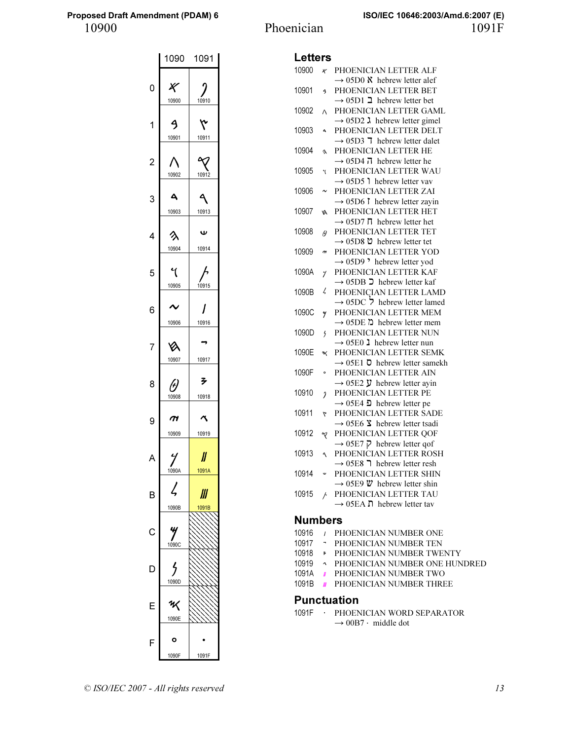# 10900 Phoenician 1091F

| | 1090 | 1091 |
|---|---|---|
| 0 | 𐤀 10900 | 𐤐 10910 |
| 1 | 𐤁 10901 | 𐤑 10911 |
| 2 | 𐤂 10902 | 𐤒 10912 |
| 3 | 𐤃 10903 | 𐤓 10913 |
| 4 | 𐤄 10904 | 𐤔 10914 |
| 5 | 𐤅 10905 | 𐤕 10915 |
| 6 | 𐤆 10906 | 𐤖 10916 |
| 7 | 𐤇 10907 | 𐤗 10917 |
| 8 | 𐤈 10908 | 𐤘 10918 |
| 9 | 𐤉 10909 | 𐤙 10919 |
| A | 𐤊 1090A | 𐤚 1091A |
| B | 𐤋 1090B | 𐤛 1091B |
| C | 𐤌 1090C | |
| D | 𐤍 1090D | |
| E | 𐤎 1090E | |
| F | 𐤏 1090F | 𐤟 1091F |

## Letters

10900 𐤀 PHOENICIAN LETTER ALF
→ 05D0 א hebrew letter alef

10901 𐤁 PHOENICIAN LETTER BET
→ 05D1 ב hebrew letter bet

10902 𐤂 PHOENICIAN LETTER GAML
→ 05D2 ג hebrew letter gimel

10903 𐤃 PHOENICIAN LETTER DELT
→ 05D3 ד hebrew letter dalet

10904 𐤄 PHOENICIAN LETTER HE
→ 05D4 ה hebrew letter he

10905 𐤅 PHOENICIAN LETTER WAU
→ 05D5 ו hebrew letter vav

10906 𐤆 PHOENICIAN LETTER ZAI
→ 05D6 ז hebrew letter zayin

10907 𐤇 PHOENICIAN LETTER HET
→ 05D7 ח hebrew letter het

10908 𐤈 PHOENICIAN LETTER TET
→ 05D8 ט hebrew letter tet

10909 𐤉 PHOENICIAN LETTER YOD
→ 05D9 י hebrew letter yod

1090A 𐤊 PHOENICIAN LETTER KAF
→ 05DB כ hebrew letter kaf

1090B 𐤋 PHOENICIAN LETTER LAMD
→ 05DC ל hebrew letter lamed

1090C 𐤌 PHOENICIAN LETTER MEM
→ 05DE מ hebrew letter mem

1090D 𐤍 PHOENICIAN LETTER NUN
→ 05E0 נ hebrew letter nun

1090E 𐤎 PHOENICIAN LETTER SEMK
→ 05E1 ס hebrew letter samekh

1090F 𐤏 PHOENICIAN LETTER AIN
→ 05E2 ע hebrew letter ayin

10910 𐤐 PHOENICIAN LETTER PE
→ 05E4 פ hebrew letter pe

10911 𐤑 PHOENICIAN LETTER SADE
→ 05E6 צ hebrew letter tsadi

10912 𐤒 PHOENICIAN LETTER QOF
→ 05E7 ק hebrew letter qof

10913 𐤓 PHOENICIAN LETTER ROSH
→ 05E8 ר hebrew letter resh

10914 𐤔 PHOENICIAN LETTER SHIN
→ 05E9 ש hebrew letter shin

10915 𐤕 PHOENICIAN LETTER TAU
→ 05EA ת hebrew letter tav

## Numbers

10916 𐤖 PHOENICIAN NUMBER ONE
10917 𐤗 PHOENICIAN NUMBER TEN
10918 𐤘 PHOENICIAN NUMBER TWENTY
10919 𐤙 PHOENICIAN NUMBER ONE HUNDRED
1091A 𐤚 PHOENICIAN NUMBER TWO
1091B 𐤛 PHOENICIAN NUMBER THREE

## Punctuation

1091F 𐤟 PHOENICIAN WORD SEPARATOR
→ 00B7 · middle dot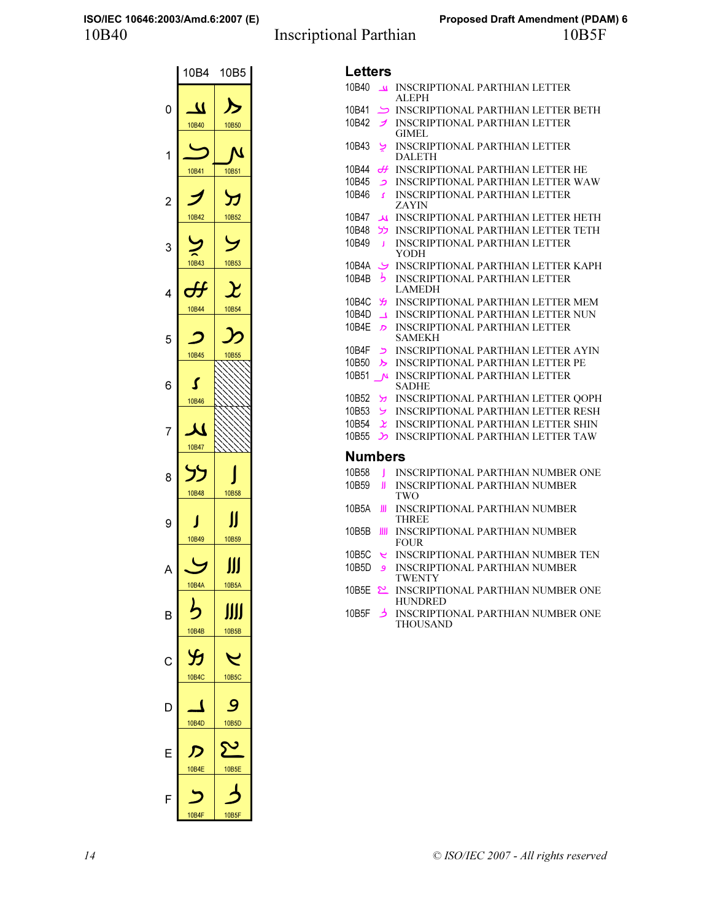# 10B40 Inscriptional Parthian 10B5F

| | 10B4 | 10B5 |
|---|---|---|
| 0 | 𐭀 10B40 | 𐭐 10B50 |
| 1 | 𐭁 10B41 | 𐭑 10B51 |
| 2 | 𐭂 10B42 | 𐭒 10B52 |
| 3 | 𐭃 10B43 | 𐭓 10B53 |
| 4 | 𐭄 10B44 | 𐭔 10B54 |
| 5 | 𐭅 10B45 | 𐭕 10B55 |
| 6 | 𐭆 10B46 | |
| 7 | 𐭇 10B47 | |
| 8 | 𐭈 10B48 | 𐭘 10B58 |
| 9 | 𐭉 10B49 | 𐭙 10B59 |
| A | 𐭊 10B4A | 𐭚 10B5A |
| B | 𐭋 10B4B | 𐭛 10B5B |
| C | 𐭌 10B4C | 𐭜 10B5C |
| D | 𐭍 10B4D | 𐭝 10B5D |
| E | 𐭎 10B4E | 𐭞 10B5E |
| F | 𐭏 10B4F | 𐭟 10B5F |

## Letters

10B40 𐭀 INSCRIPTIONAL PARTHIAN LETTER ALEPH
10B41 𐭁 INSCRIPTIONAL PARTHIAN LETTER BETH
10B42 𐭂 INSCRIPTIONAL PARTHIAN LETTER GIMEL
10B43 𐭃 INSCRIPTIONAL PARTHIAN LETTER DALETH
10B44 𐭄 INSCRIPTIONAL PARTHIAN LETTER HE
10B45 𐭅 INSCRIPTIONAL PARTHIAN LETTER WAW
10B46 𐭆 INSCRIPTIONAL PARTHIAN LETTER ZAYIN
10B47 𐭇 INSCRIPTIONAL PARTHIAN LETTER HETH
10B48 𐭈 INSCRIPTIONAL PARTHIAN LETTER TETH
10B49 𐭉 INSCRIPTIONAL PARTHIAN LETTER YODH
10B4A 𐭊 INSCRIPTIONAL PARTHIAN LETTER KAPH
10B4B 𐭋 INSCRIPTIONAL PARTHIAN LETTER LAMEDH
10B4C 𐭌 INSCRIPTIONAL PARTHIAN LETTER MEM
10B4D 𐭍 INSCRIPTIONAL PARTHIAN LETTER NUN
10B4E 𐭎 INSCRIPTIONAL PARTHIAN LETTER SAMEKH
10B4F 𐭏 INSCRIPTIONAL PARTHIAN LETTER AYIN
10B50 𐭐 INSCRIPTIONAL PARTHIAN LETTER PE
10B51 𐭑 INSCRIPTIONAL PARTHIAN LETTER SADHE
10B52 𐭒 INSCRIPTIONAL PARTHIAN LETTER QOPH
10B53 𐭓 INSCRIPTIONAL PARTHIAN LETTER RESH
10B54 𐭔 INSCRIPTIONAL PARTHIAN LETTER SHIN
10B55 𐭕 INSCRIPTIONAL PARTHIAN LETTER TAW

## Numbers

10B58 𐭘 INSCRIPTIONAL PARTHIAN NUMBER ONE
10B59 𐭙 INSCRIPTIONAL PARTHIAN NUMBER TWO
10B5A 𐭚 INSCRIPTIONAL PARTHIAN NUMBER THREE
10B5B 𐭛 INSCRIPTIONAL PARTHIAN NUMBER FOUR
10B5C 𐭜 INSCRIPTIONAL PARTHIAN NUMBER TEN
10B5D 𐭝 INSCRIPTIONAL PARTHIAN NUMBER TWENTY
10B5E 𐭞 INSCRIPTIONAL PARTHIAN NUMBER ONE HUNDRED
10B5F 𐭟 INSCRIPTIONAL PARTHIAN NUMBER ONE THOUSAND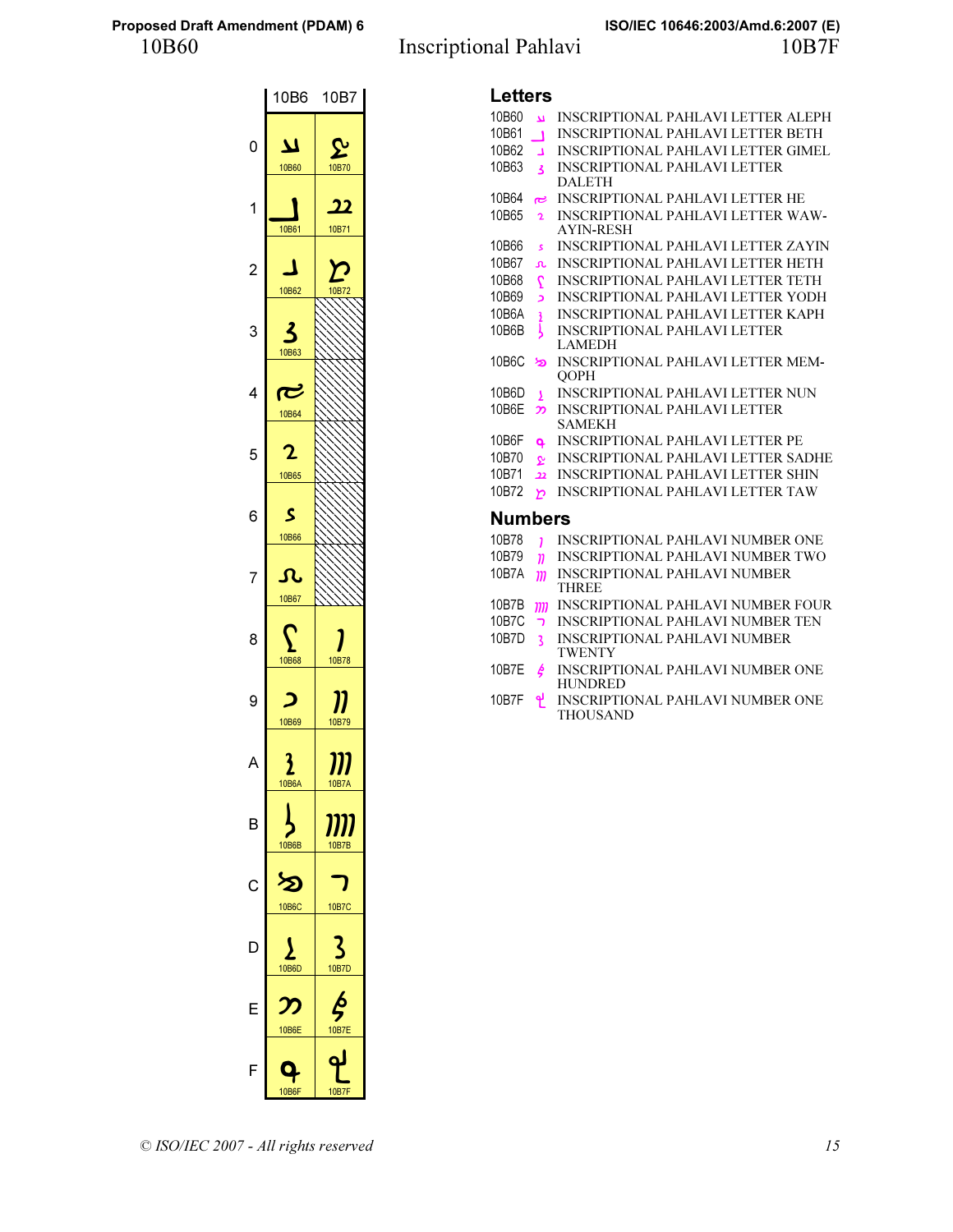# Inscriptional Pahlavi

10B60 – 10B7F

|  | 10B6 | 10B7 |
|---|---|---|
| 0 | 𐭠 10B60 | 𐭰 10B70 |
| 1 | 𐭡 10B61 | 𐭱 10B71 |
| 2 | 𐭢 10B62 | 𐭲 10B72 |
| 3 | 𐭣 10B63 | |
| 4 | 𐭤 10B64 | |
| 5 | 𐭥 10B65 | |
| 6 | 𐭦 10B66 | |
| 7 | 𐭧 10B67 | |
| 8 | 𐭨 10B68 | 𐭸 10B78 |
| 9 | 𐭩 10B69 | 𐭹 10B79 |
| A | 𐭪 10B6A | 𐭺 10B7A |
| B | 𐭫 10B6B | 𐭻 10B7B |
| C | 𐭬 10B6C | 𐭼 10B7C |
| D | 𐭭 10B6D | 𐭽 10B7D |
| E | 𐭮 10B6E | 𐭾 10B7E |
| F | 𐭯 10B6F | 𐭿 10B7F |

## Letters

10B60 𐭠 INSCRIPTIONAL PAHLAVI LETTER ALEPH
10B61 𐭡 INSCRIPTIONAL PAHLAVI LETTER BETH
10B62 𐭢 INSCRIPTIONAL PAHLAVI LETTER GIMEL
10B63 𐭣 INSCRIPTIONAL PAHLAVI LETTER DALETH
10B64 𐭤 INSCRIPTIONAL PAHLAVI LETTER HE
10B65 𐭥 INSCRIPTIONAL PAHLAVI LETTER WAW-AYIN-RESH
10B66 𐭦 INSCRIPTIONAL PAHLAVI LETTER ZAYIN
10B67 𐭧 INSCRIPTIONAL PAHLAVI LETTER HETH
10B68 𐭨 INSCRIPTIONAL PAHLAVI LETTER TETH
10B69 𐭩 INSCRIPTIONAL PAHLAVI LETTER YODH
10B6A 𐭪 INSCRIPTIONAL PAHLAVI LETTER KAPH
10B6B 𐭫 INSCRIPTIONAL PAHLAVI LETTER LAMEDH
10B6C 𐭬 INSCRIPTIONAL PAHLAVI LETTER MEM-QOPH
10B6D 𐭭 INSCRIPTIONAL PAHLAVI LETTER NUN
10B6E 𐭮 INSCRIPTIONAL PAHLAVI LETTER SAMEKH
10B6F 𐭯 INSCRIPTIONAL PAHLAVI LETTER PE
10B70 𐭰 INSCRIPTIONAL PAHLAVI LETTER SADHE
10B71 𐭱 INSCRIPTIONAL PAHLAVI LETTER SHIN
10B72 𐭲 INSCRIPTIONAL PAHLAVI LETTER TAW

## Numbers

10B78 𐭸 INSCRIPTIONAL PAHLAVI NUMBER ONE
10B79 𐭹 INSCRIPTIONAL PAHLAVI NUMBER TWO
10B7A 𐭺 INSCRIPTIONAL PAHLAVI NUMBER THREE
10B7B 𐭻 INSCRIPTIONAL PAHLAVI NUMBER FOUR
10B7C 𐭼 INSCRIPTIONAL PAHLAVI NUMBER TEN
10B7D 𐭽 INSCRIPTIONAL PAHLAVI NUMBER TWENTY
10B7E 𐭾 INSCRIPTIONAL PAHLAVI NUMBER ONE HUNDRED
10B7F 𐭿 INSCRIPTIONAL PAHLAVI NUMBER ONE THOUSAND